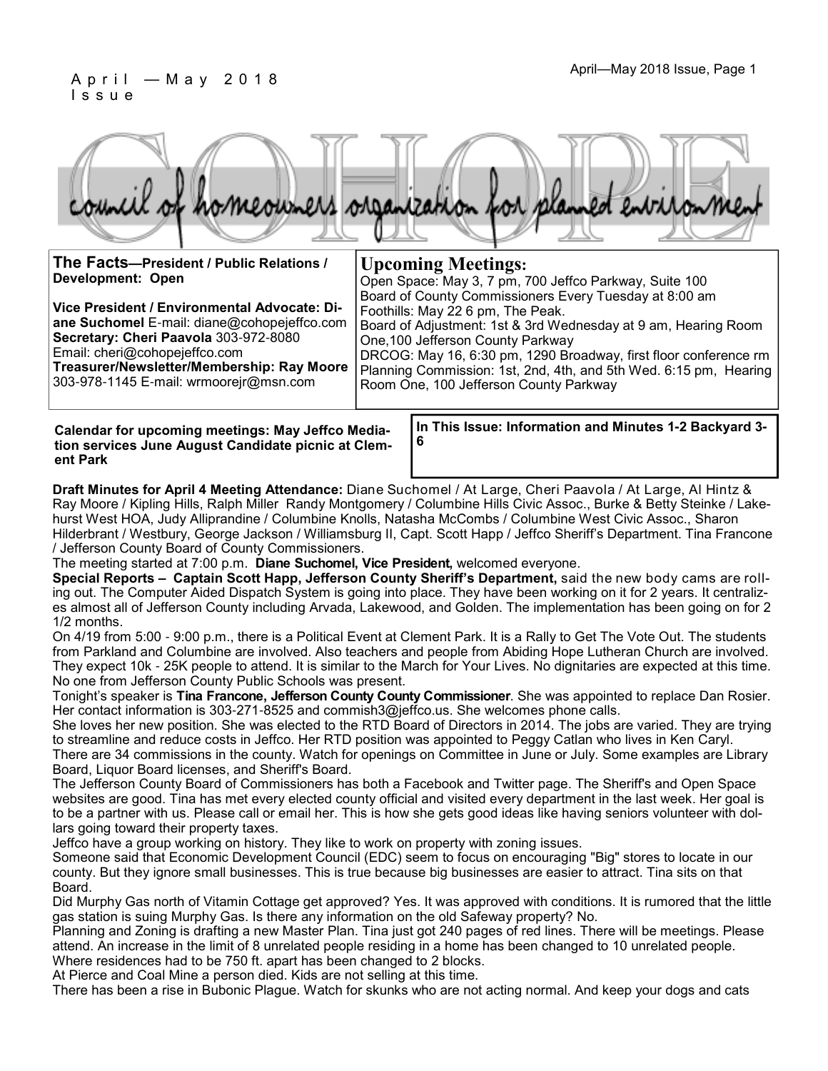April — May 2018 Issue

# COHOPE

council of homeowners organization for planned environment

**The Facts—President / Public Relations / Development: Open**

**Vice President / Environmental Advocate: Diane Suchomel** E-mail: diane@cohopejeffco.com
**Secretary: Cheri Paavola** 303-972-8080
Email: cheri@cohopejeffco.com
**Treasurer/Newsletter/Membership: Ray Moore** 303-978-1145 E-mail: wrmoorejr@msn.com

## Upcoming Meetings:

Open Space: May 3, 7 pm, 700 Jeffco Parkway, Suite 100
Board of County Commissioners Every Tuesday at 8:00 am
Foothills: May 22 6 pm, The Peak.
Board of Adjustment: 1st & 3rd Wednesday at 9 am, Hearing Room One,100 Jefferson County Parkway
DRCOG: May 16, 6:30 pm, 1290 Broadway, first floor conference rm
Planning Commission: 1st, 2nd, 4th, and 5th Wed. 6:15 pm, Hearing Room One, 100 Jefferson County Parkway

**Calendar for upcoming meetings: May Jeffco Mediation services June August Candidate picnic at Clement Park**

**In This Issue: Information and Minutes 1-2 Backyard 3-6**

**Draft Minutes for April 4 Meeting Attendance:** Diane Suchomel / At Large, Cheri Paavola / At Large, Al Hintz & Ray Moore / Kipling Hills, Ralph Miller Randy Montgomery / Columbine Hills Civic Assoc., Burke & Betty Steinke / Lakehurst West HOA, Judy Alliprandine / Columbine Knolls, Natasha McCombs / Columbine West Civic Assoc., Sharon Hilderbrant / Westbury, George Jackson / Williamsburg II, Capt. Scott Happ / Jeffco Sheriff's Department. Tina Francone / Jefferson County Board of County Commissioners.

The meeting started at 7:00 p.m. **Diane Suchomel, Vice President,** welcomed everyone.

**Special Reports – Captain Scott Happ, Jefferson County Sheriff's Department,** said the new body cams are rolling out. The Computer Aided Dispatch System is going into place. They have been working on it for 2 years. It centralizes almost all of Jefferson County including Arvada, Lakewood, and Golden. The implementation has been going on for 2 1/2 months.

On 4/19 from 5:00 - 9:00 p.m., there is a Political Event at Clement Park. It is a Rally to Get The Vote Out. The students from Parkland and Columbine are involved. Also teachers and people from Abiding Hope Lutheran Church are involved. They expect 10k - 25K people to attend. It is similar to the March for Your Lives. No dignitaries are expected at this time. No one from Jefferson County Public Schools was present.

Tonight's speaker is **Tina Francone, Jefferson County County Commissioner**. She was appointed to replace Dan Rosier. Her contact information is 303-271-8525 and commish3@jeffco.us. She welcomes phone calls.

She loves her new position. She was elected to the RTD Board of Directors in 2014. The jobs are varied. They are trying to streamline and reduce costs in Jeffco. Her RTD position was appointed to Peggy Catlan who lives in Ken Caryl.

There are 34 commissions in the county. Watch for openings on Committee in June or July. Some examples are Library Board, Liquor Board licenses, and Sheriff's Board.

The Jefferson County Board of Commissioners has both a Facebook and Twitter page. The Sheriff's and Open Space websites are good. Tina has met every elected county official and visited every department in the last week. Her goal is to be a partner with us. Please call or email her. This is how she gets good ideas like having seniors volunteer with dollars going toward their property taxes.

Jeffco have a group working on history. They like to work on property with zoning issues.

Someone said that Economic Development Council (EDC) seem to focus on encouraging "Big" stores to locate in our county. But they ignore small businesses. This is true because big businesses are easier to attract. Tina sits on that Board.

Did Murphy Gas north of Vitamin Cottage get approved? Yes. It was approved with conditions. It is rumored that the little gas station is suing Murphy Gas. Is there any information on the old Safeway property? No.

Planning and Zoning is drafting a new Master Plan. Tina just got 240 pages of red lines. There will be meetings. Please attend. An increase in the limit of 8 unrelated people residing in a home has been changed to 10 unrelated people. Where residences had to be 750 ft. apart has been changed to 2 blocks.

At Pierce and Coal Mine a person died. Kids are not selling at this time.

There has been a rise in Bubonic Plague. Watch for skunks who are not acting normal. And keep your dogs and cats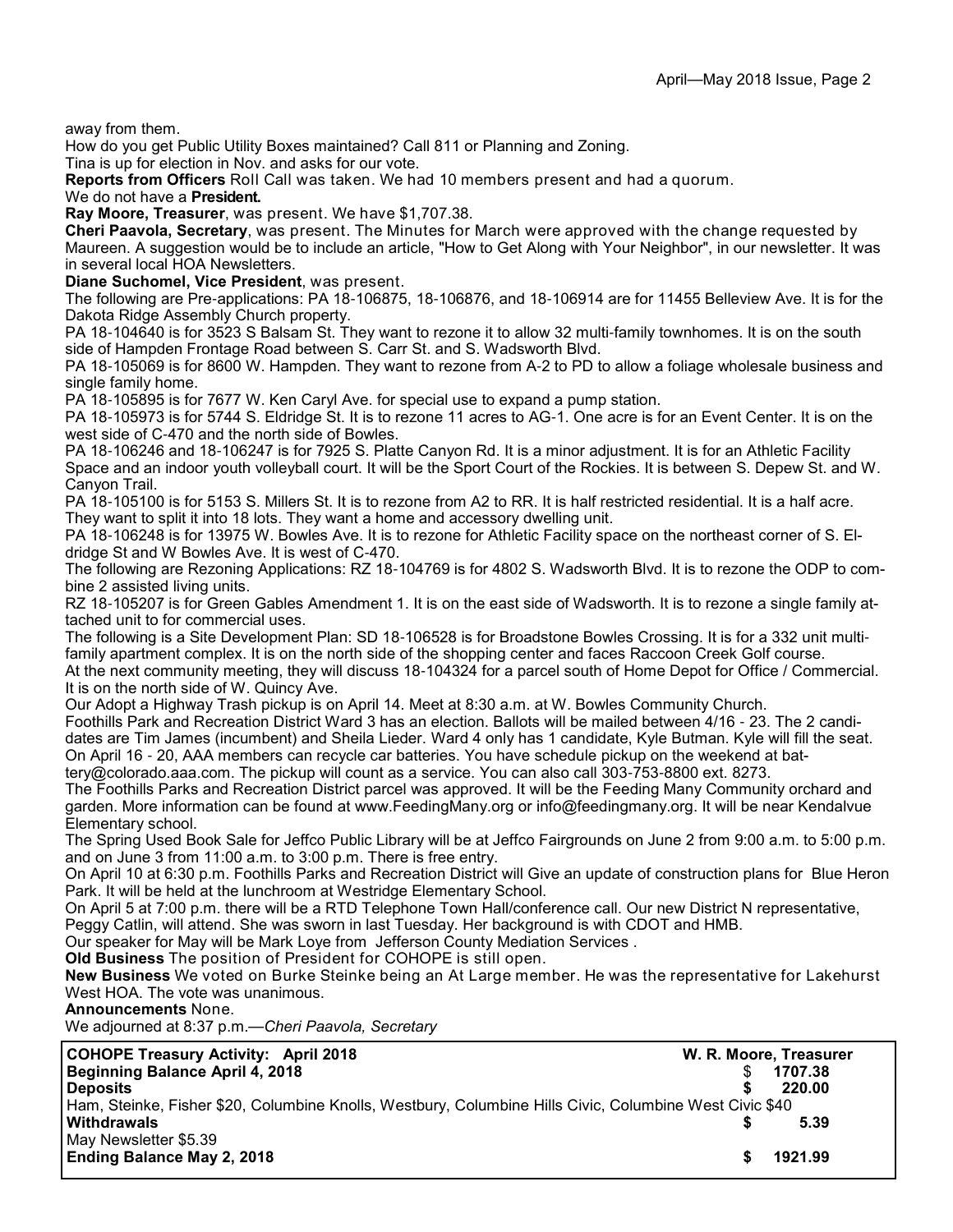away from them.

How do you get Public Utility Boxes maintained? Call 811 or Planning and Zoning.

Tina is up for election in Nov. and asks for our vote.

**Reports from Officers** Roll Call was taken. We had 10 members present and had a quorum.

We do not have a **President.**

**Ray Moore, Treasurer**, was present. We have $1,707.38.

**Cheri Paavola, Secretary**, was present. The Minutes for March were approved with the change requested by Maureen. A suggestion would be to include an article, "How to Get Along with Your Neighbor", in our newsletter. It was in several local HOA Newsletters.

**Diane Suchomel, Vice President**, was present.

The following are Pre-applications: PA 18-106875, 18-106876, and 18-106914 are for 11455 Belleview Ave. It is for the Dakota Ridge Assembly Church property.

PA 18-104640 is for 3523 S Balsam St. They want to rezone it to allow 32 multi-family townhomes. It is on the south side of Hampden Frontage Road between S. Carr St. and S. Wadsworth Blvd.

PA 18-105069 is for 8600 W. Hampden. They want to rezone from A-2 to PD to allow a foliage wholesale business and single family home.

PA 18-105895 is for 7677 W. Ken Caryl Ave. for special use to expand a pump station.

PA 18-105973 is for 5744 S. Eldridge St. It is to rezone 11 acres to AG-1. One acre is for an Event Center. It is on the west side of C-470 and the north side of Bowles.

PA 18-106246 and 18-106247 is for 7925 S. Platte Canyon Rd. It is a minor adjustment. It is for an Athletic Facility Space and an indoor youth volleyball court. It will be the Sport Court of the Rockies. It is between S. Depew St. and W. Canyon Trail.

PA 18-105100 is for 5153 S. Millers St. It is to rezone from A2 to RR. It is half restricted residential. It is a half acre. They want to split it into 18 lots. They want a home and accessory dwelling unit.

PA 18-106248 is for 13975 W. Bowles Ave. It is to rezone for Athletic Facility space on the northeast corner of S. Eldridge St and W Bowles Ave. It is west of C-470.

The following are Rezoning Applications: RZ 18-104769 is for 4802 S. Wadsworth Blvd. It is to rezone the ODP to combine 2 assisted living units.

RZ 18-105207 is for Green Gables Amendment 1. It is on the east side of Wadsworth. It is to rezone a single family attached unit to for commercial uses.

The following is a Site Development Plan: SD 18-106528 is for Broadstone Bowles Crossing. It is for a 332 unit multi-family apartment complex. It is on the north side of the shopping center and faces Raccoon Creek Golf course.

At the next community meeting, they will discuss 18-104324 for a parcel south of Home Depot for Office / Commercial. It is on the north side of W. Quincy Ave.

Our Adopt a Highway Trash pickup is on April 14. Meet at 8:30 a.m. at W. Bowles Community Church.

Foothills Park and Recreation District Ward 3 has an election. Ballots will be mailed between 4/16 - 23. The 2 candidates are Tim James (incumbent) and Sheila Lieder. Ward 4 only has 1 candidate, Kyle Butman. Kyle will fill the seat.

On April 16 - 20, AAA members can recycle car batteries. You have schedule pickup on the weekend at battery@colorado.aaa.com. The pickup will count as a service. You can also call 303-753-8800 ext. 8273.

The Foothills Parks and Recreation District parcel was approved. It will be the Feeding Many Community orchard and garden. More information can be found at www.FeedingMany.org or info@feedingmany.org. It will be near Kendalvue Elementary school.

The Spring Used Book Sale for Jeffco Public Library will be at Jeffco Fairgrounds on June 2 from 9:00 a.m. to 5:00 p.m. and on June 3 from 11:00 a.m. to 3:00 p.m. There is free entry.

On April 10 at 6:30 p.m. Foothills Parks and Recreation District will Give an update of construction plans for Blue Heron Park. It will be held at the lunchroom at Westridge Elementary School.

On April 5 at 7:00 p.m. there will be a RTD Telephone Town Hall/conference call. Our new District N representative, Peggy Catlin, will attend. She was sworn in last Tuesday. Her background is with CDOT and HMB.

Our speaker for May will be Mark Loye from Jefferson County Mediation Services .

**Old Business** The position of President for COHOPE is still open.

**New Business** We voted on Burke Steinke being an At Large member. He was the representative for Lakehurst West HOA. The vote was unanimous.

**Announcements** None.

We adjourned at 8:37 p.m.—*Cheri Paavola, Secretary*

| **COHOPE Treasury Activity: April 2018** | **W. R. Moore, Treasurer** |
|---|---|
| **Beginning Balance April 4, 2018** | $ 1707.38 |
| **Deposits** | **$ 220.00** |
| Ham, Steinke, Fisher $20, Columbine Knolls, Westbury, Columbine Hills Civic, Columbine West Civic $40 | |
| **Withdrawals** | **$ 5.39** |
| May Newsletter $5.39 | |
| **Ending Balance May 2, 2018** | **$ 1921.99** |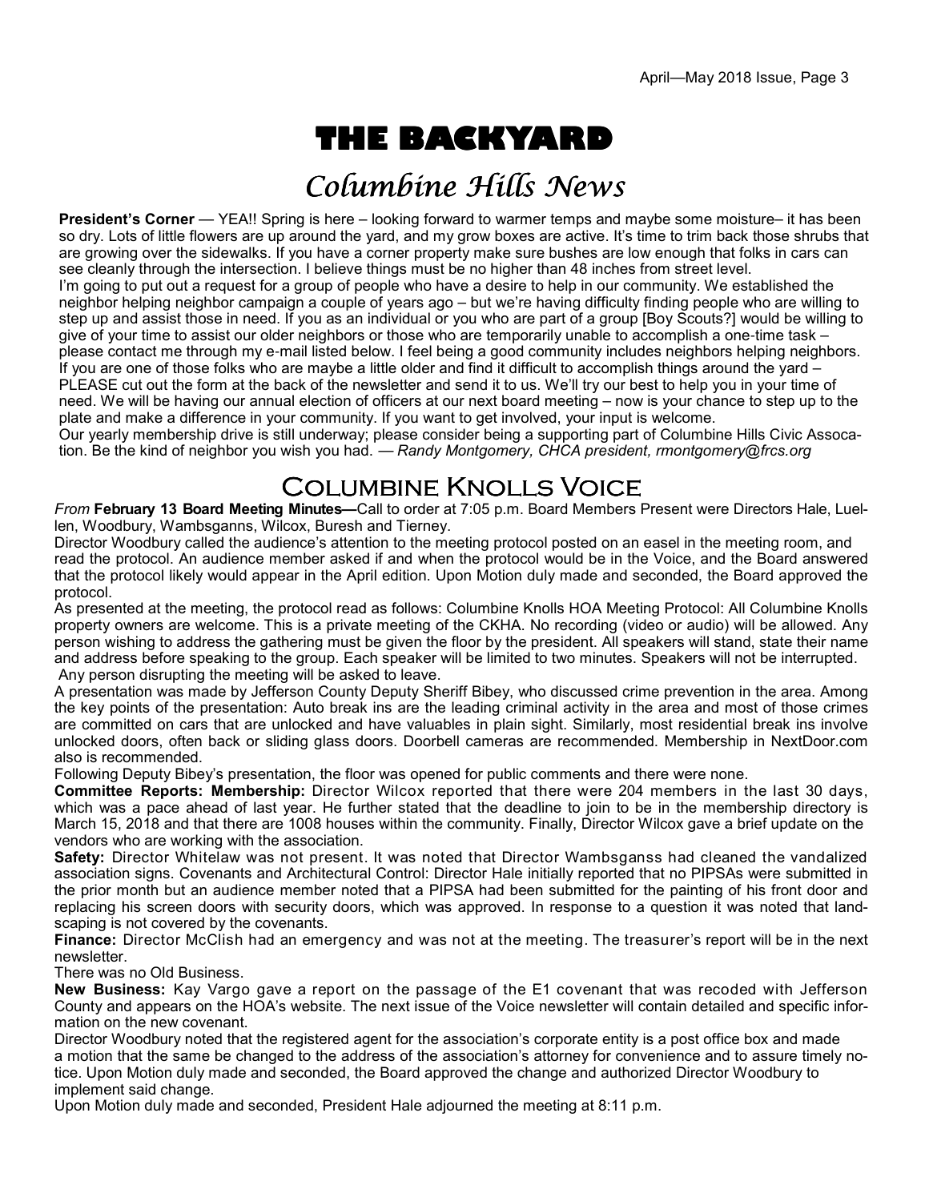# THE BACKYARD

## Columbine Hills News

**President's Corner** — YEA!! Spring is here – looking forward to warmer temps and maybe some moisture– it has been so dry. Lots of little flowers are up around the yard, and my grow boxes are active. It's time to trim back those shrubs that are growing over the sidewalks. If you have a corner property make sure bushes are low enough that folks in cars can see cleanly through the intersection. I believe things must be no higher than 48 inches from street level.

I'm going to put out a request for a group of people who have a desire to help in our community. We established the neighbor helping neighbor campaign a couple of years ago – but we're having difficulty finding people who are willing to step up and assist those in need. If you as an individual or you who are part of a group [Boy Scouts?] would be willing to give of your time to assist our older neighbors or those who are temporarily unable to accomplish a one-time task – please contact me through my e-mail listed below. I feel being a good community includes neighbors helping neighbors. If you are one of those folks who are maybe a little older and find it difficult to accomplish things around the yard – PLEASE cut out the form at the back of the newsletter and send it to us. We'll try our best to help you in your time of need. We will be having our annual election of officers at our next board meeting – now is your chance to step up to the plate and make a difference in your community. If you want to get involved, your input is welcome.

Our yearly membership drive is still underway; please consider being a supporting part of Columbine Hills Civic Assocation. Be the kind of neighbor you wish you had. — *Randy Montgomery, CHCA president, rmontgomery@frcs.org*

## Columbine Knolls Voice

*From* **February 13 Board Meeting Minutes—**Call to order at 7:05 p.m. Board Members Present were Directors Hale, Luellen, Woodbury, Wambsganns, Wilcox, Buresh and Tierney.

Director Woodbury called the audience's attention to the meeting protocol posted on an easel in the meeting room, and read the protocol. An audience member asked if and when the protocol would be in the Voice, and the Board answered that the protocol likely would appear in the April edition. Upon Motion duly made and seconded, the Board approved the protocol.

As presented at the meeting, the protocol read as follows: Columbine Knolls HOA Meeting Protocol: All Columbine Knolls property owners are welcome. This is a private meeting of the CKHA. No recording (video or audio) will be allowed. Any person wishing to address the gathering must be given the floor by the president. All speakers will stand, state their name and address before speaking to the group. Each speaker will be limited to two minutes. Speakers will not be interrupted. Any person disrupting the meeting will be asked to leave.

A presentation was made by Jefferson County Deputy Sheriff Bibey, who discussed crime prevention in the area. Among the key points of the presentation: Auto break ins are the leading criminal activity in the area and most of those crimes are committed on cars that are unlocked and have valuables in plain sight. Similarly, most residential break ins involve unlocked doors, often back or sliding glass doors. Doorbell cameras are recommended. Membership in NextDoor.com also is recommended.

Following Deputy Bibey's presentation, the floor was opened for public comments and there were none.

**Committee Reports: Membership:** Director Wilcox reported that there were 204 members in the last 30 days, which was a pace ahead of last year. He further stated that the deadline to join to be in the membership directory is March 15, 2018 and that there are 1008 houses within the community. Finally, Director Wilcox gave a brief update on the vendors who are working with the association.

**Safety:** Director Whitelaw was not present. It was noted that Director Wambsganss had cleaned the vandalized association signs. Covenants and Architectural Control: Director Hale initially reported that no PIPSAs were submitted in the prior month but an audience member noted that a PIPSA had been submitted for the painting of his front door and replacing his screen doors with security doors, which was approved. In response to a question it was noted that landscaping is not covered by the covenants.

**Finance:** Director McClish had an emergency and was not at the meeting. The treasurer's report will be in the next newsletter.

There was no Old Business.

**New Business:** Kay Vargo gave a report on the passage of the E1 covenant that was recoded with Jefferson County and appears on the HOA's website. The next issue of the Voice newsletter will contain detailed and specific information on the new covenant.

Director Woodbury noted that the registered agent for the association's corporate entity is a post office box and made a motion that the same be changed to the address of the association's attorney for convenience and to assure timely notice. Upon Motion duly made and seconded, the Board approved the change and authorized Director Woodbury to implement said change.

Upon Motion duly made and seconded, President Hale adjourned the meeting at 8:11 p.m.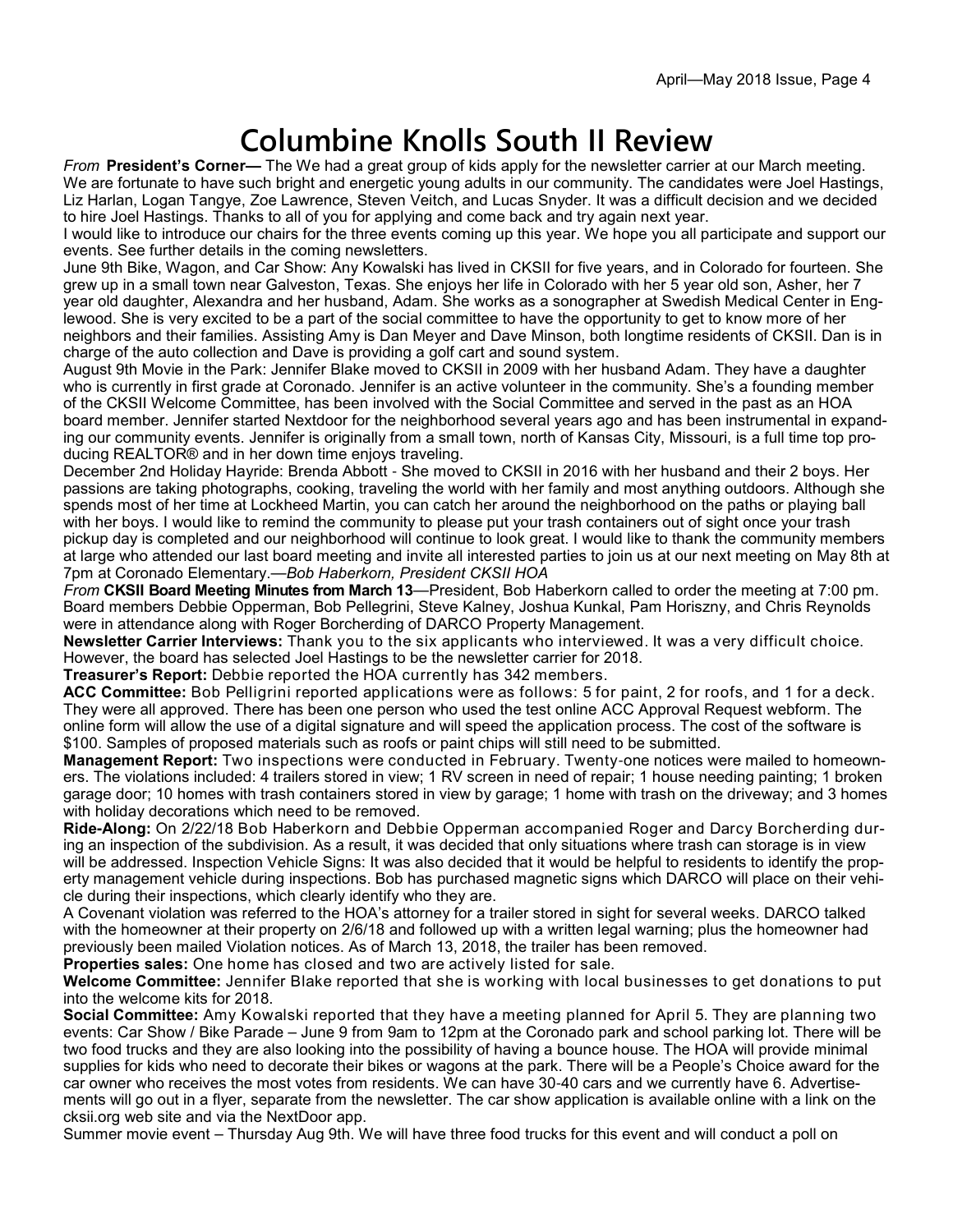# Columbine Knolls South II Review

*From* **President's Corner—** The We had a great group of kids apply for the newsletter carrier at our March meeting. We are fortunate to have such bright and energetic young adults in our community. The candidates were Joel Hastings, Liz Harlan, Logan Tangye, Zoe Lawrence, Steven Veitch, and Lucas Snyder. It was a difficult decision and we decided to hire Joel Hastings. Thanks to all of you for applying and come back and try again next year.

I would like to introduce our chairs for the three events coming up this year. We hope you all participate and support our events. See further details in the coming newsletters.

June 9th Bike, Wagon, and Car Show: Any Kowalski has lived in CKSII for five years, and in Colorado for fourteen. She grew up in a small town near Galveston, Texas. She enjoys her life in Colorado with her 5 year old son, Asher, her 7 year old daughter, Alexandra and her husband, Adam. She works as a sonographer at Swedish Medical Center in Englewood. She is very excited to be a part of the social committee to have the opportunity to get to know more of her neighbors and their families. Assisting Amy is Dan Meyer and Dave Minson, both longtime residents of CKSII. Dan is in charge of the auto collection and Dave is providing a golf cart and sound system.

August 9th Movie in the Park: Jennifer Blake moved to CKSII in 2009 with her husband Adam. They have a daughter who is currently in first grade at Coronado. Jennifer is an active volunteer in the community. She's a founding member of the CKSII Welcome Committee, has been involved with the Social Committee and served in the past as an HOA board member. Jennifer started Nextdoor for the neighborhood several years ago and has been instrumental in expanding our community events. Jennifer is originally from a small town, north of Kansas City, Missouri, is a full time top producing REALTOR® and in her down time enjoys traveling.

December 2nd Holiday Hayride: Brenda Abbott - She moved to CKSII in 2016 with her husband and their 2 boys. Her passions are taking photographs, cooking, traveling the world with her family and most anything outdoors. Although she spends most of her time at Lockheed Martin, you can catch her around the neighborhood on the paths or playing ball with her boys. I would like to remind the community to please put your trash containers out of sight once your trash pickup day is completed and our neighborhood will continue to look great. I would like to thank the community members at large who attended our last board meeting and invite all interested parties to join us at our next meeting on May 8th at 7pm at Coronado Elementary.—*Bob Haberkorn, President CKSII HOA*

*From* **CKSII Board Meeting Minutes from March 13**—President, Bob Haberkorn called to order the meeting at 7:00 pm. Board members Debbie Opperman, Bob Pellegrini, Steve Kalney, Joshua Kunkal, Pam Horiszny, and Chris Reynolds were in attendance along with Roger Borcherding of DARCO Property Management.

**Newsletter Carrier Interviews:** Thank you to the six applicants who interviewed. It was a very difficult choice. However, the board has selected Joel Hastings to be the newsletter carrier for 2018.

**Treasurer's Report:** Debbie reported the HOA currently has 342 members.

**ACC Committee:** Bob Pelligrini reported applications were as follows: 5 for paint, 2 for roofs, and 1 for a deck. They were all approved. There has been one person who used the test online ACC Approval Request webform. The online form will allow the use of a digital signature and will speed the application process. The cost of the software is $100. Samples of proposed materials such as roofs or paint chips will still need to be submitted.

**Management Report:** Two inspections were conducted in February. Twenty-one notices were mailed to homeowners. The violations included: 4 trailers stored in view; 1 RV screen in need of repair; 1 house needing painting; 1 broken garage door; 10 homes with trash containers stored in view by garage; 1 home with trash on the driveway; and 3 homes with holiday decorations which need to be removed.

**Ride-Along:** On 2/22/18 Bob Haberkorn and Debbie Opperman accompanied Roger and Darcy Borcherding during an inspection of the subdivision. As a result, it was decided that only situations where trash can storage is in view will be addressed. Inspection Vehicle Signs: It was also decided that it would be helpful to residents to identify the property management vehicle during inspections. Bob has purchased magnetic signs which DARCO will place on their vehicle during their inspections, which clearly identify who they are.

A Covenant violation was referred to the HOA's attorney for a trailer stored in sight for several weeks. DARCO talked with the homeowner at their property on 2/6/18 and followed up with a written legal warning; plus the homeowner had previously been mailed Violation notices. As of March 13, 2018, the trailer has been removed.

**Properties sales:** One home has closed and two are actively listed for sale.

**Welcome Committee:** Jennifer Blake reported that she is working with local businesses to get donations to put into the welcome kits for 2018.

**Social Committee:** Amy Kowalski reported that they have a meeting planned for April 5. They are planning two events: Car Show / Bike Parade – June 9 from 9am to 12pm at the Coronado park and school parking lot. There will be two food trucks and they are also looking into the possibility of having a bounce house. The HOA will provide minimal supplies for kids who need to decorate their bikes or wagons at the park. There will be a People's Choice award for the car owner who receives the most votes from residents. We can have 30-40 cars and we currently have 6. Advertisements will go out in a flyer, separate from the newsletter. The car show application is available online with a link on the cksii.org web site and via the NextDoor app.

Summer movie event – Thursday Aug 9th. We will have three food trucks for this event and will conduct a poll on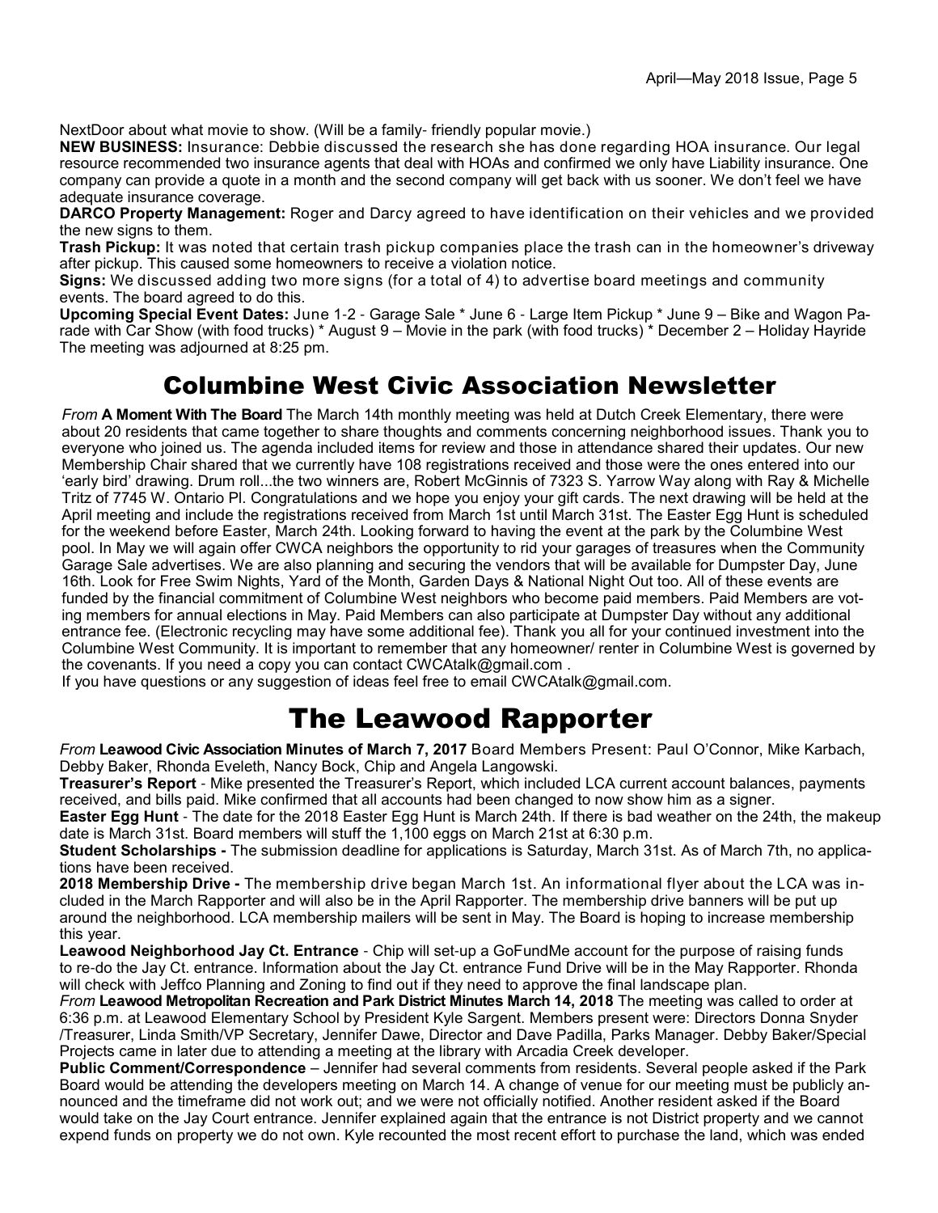NextDoor about what movie to show. (Will be a family- friendly popular movie.)

**NEW BUSINESS:** Insurance: Debbie discussed the research she has done regarding HOA insurance. Our legal resource recommended two insurance agents that deal with HOAs and confirmed we only have Liability insurance. One company can provide a quote in a month and the second company will get back with us sooner. We don't feel we have adequate insurance coverage.

**DARCO Property Management:** Roger and Darcy agreed to have identification on their vehicles and we provided the new signs to them.

**Trash Pickup:** It was noted that certain trash pickup companies place the trash can in the homeowner's driveway after pickup. This caused some homeowners to receive a violation notice.

**Signs:** We discussed adding two more signs (for a total of 4) to advertise board meetings and community events. The board agreed to do this.

**Upcoming Special Event Dates:** June 1-2 - Garage Sale * June 6 - Large Item Pickup * June 9 – Bike and Wagon Parade with Car Show (with food trucks) * August 9 – Movie in the park (with food trucks) * December 2 – Holiday Hayride The meeting was adjourned at 8:25 pm.

# Columbine West Civic Association Newsletter

*From* **A Moment With The Board** The March 14th monthly meeting was held at Dutch Creek Elementary, there were about 20 residents that came together to share thoughts and comments concerning neighborhood issues. Thank you to everyone who joined us. The agenda included items for review and those in attendance shared their updates. Our new Membership Chair shared that we currently have 108 registrations received and those were the ones entered into our 'early bird' drawing. Drum roll...the two winners are, Robert McGinnis of 7323 S. Yarrow Way along with Ray & Michelle Tritz of 7745 W. Ontario Pl. Congratulations and we hope you enjoy your gift cards. The next drawing will be held at the April meeting and include the registrations received from March 1st until March 31st. The Easter Egg Hunt is scheduled for the weekend before Easter, March 24th. Looking forward to having the event at the park by the Columbine West pool. In May we will again offer CWCA neighbors the opportunity to rid your garages of treasures when the Community Garage Sale advertises. We are also planning and securing the vendors that will be available for Dumpster Day, June 16th. Look for Free Swim Nights, Yard of the Month, Garden Days & National Night Out too. All of these events are funded by the financial commitment of Columbine West neighbors who become paid members. Paid Members are voting members for annual elections in May. Paid Members can also participate at Dumpster Day without any additional entrance fee. (Electronic recycling may have some additional fee). Thank you all for your continued investment into the Columbine West Community. It is important to remember that any homeowner/ renter in Columbine West is governed by the covenants. If you need a copy you can contact CWCAtalk@gmail.com .

If you have questions or any suggestion of ideas feel free to email CWCAtalk@gmail.com.

# The Leawood Rapporter

*From* **Leawood Civic Association Minutes of March 7, 2017** Board Members Present: Paul O'Connor, Mike Karbach, Debby Baker, Rhonda Eveleth, Nancy Bock, Chip and Angela Langowski.

**Treasurer's Report** - Mike presented the Treasurer's Report, which included LCA current account balances, payments received, and bills paid. Mike confirmed that all accounts had been changed to now show him as a signer.

**Easter Egg Hunt** - The date for the 2018 Easter Egg Hunt is March 24th. If there is bad weather on the 24th, the makeup date is March 31st. Board members will stuff the 1,100 eggs on March 21st at 6:30 p.m.

**Student Scholarships -** The submission deadline for applications is Saturday, March 31st. As of March 7th, no applications have been received.

**2018 Membership Drive -** The membership drive began March 1st. An informational flyer about the LCA was included in the March Rapporter and will also be in the April Rapporter. The membership drive banners will be put up around the neighborhood. LCA membership mailers will be sent in May. The Board is hoping to increase membership this year.

**Leawood Neighborhood Jay Ct. Entrance** - Chip will set-up a GoFundMe account for the purpose of raising funds to re-do the Jay Ct. entrance. Information about the Jay Ct. entrance Fund Drive will be in the May Rapporter. Rhonda will check with Jeffco Planning and Zoning to find out if they need to approve the final landscape plan.

*From* **Leawood Metropolitan Recreation and Park District Minutes March 14, 2018** The meeting was called to order at 6:36 p.m. at Leawood Elementary School by President Kyle Sargent. Members present were: Directors Donna Snyder /Treasurer, Linda Smith/VP Secretary, Jennifer Dawe, Director and Dave Padilla, Parks Manager. Debby Baker/Special Projects came in later due to attending a meeting at the library with Arcadia Creek developer.

**Public Comment/Correspondence** – Jennifer had several comments from residents. Several people asked if the Park Board would be attending the developers meeting on March 14. A change of venue for our meeting must be publicly announced and the timeframe did not work out; and we were not officially notified. Another resident asked if the Board would take on the Jay Court entrance. Jennifer explained again that the entrance is not District property and we cannot expend funds on property we do not own. Kyle recounted the most recent effort to purchase the land, which was ended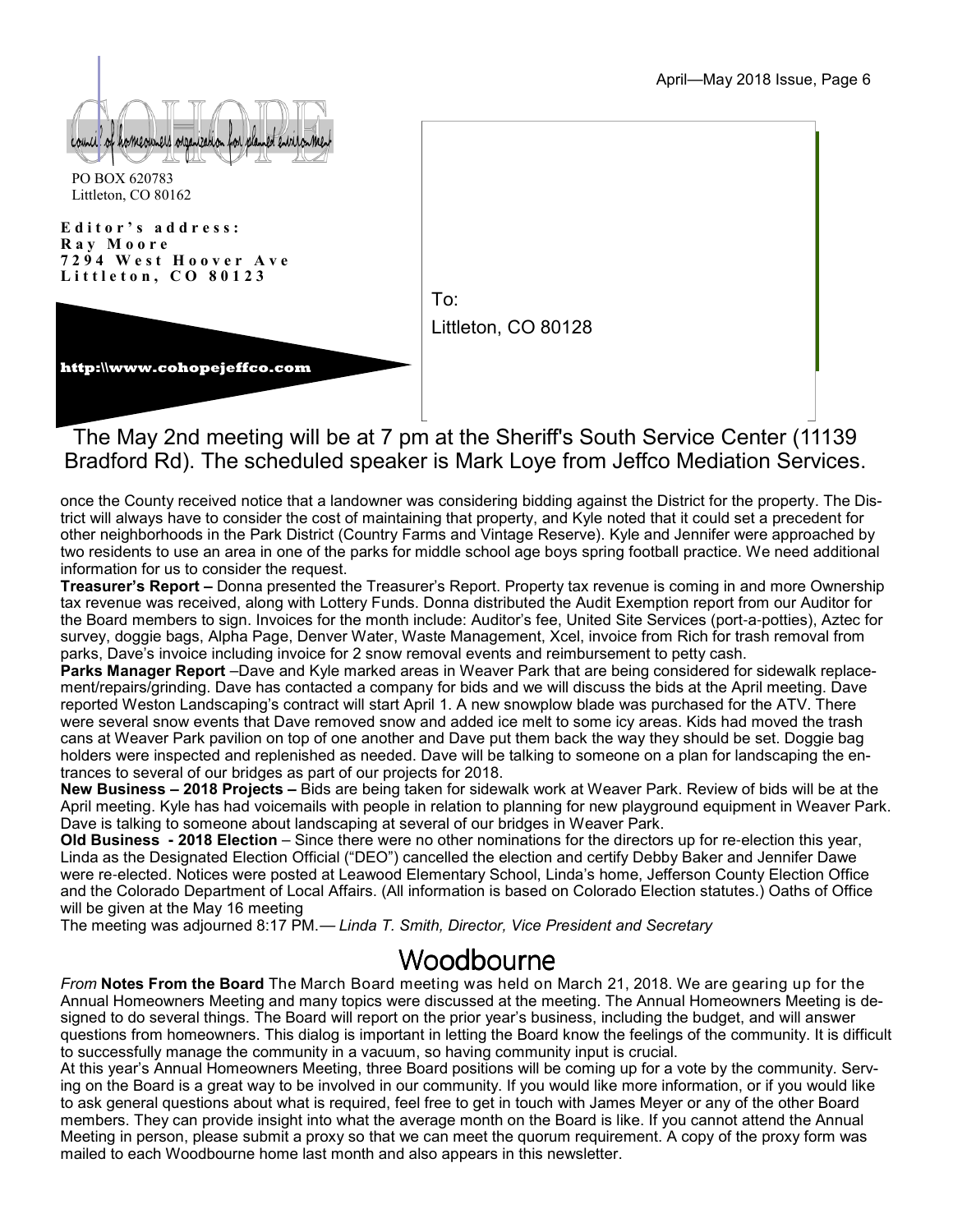COHOPE

council of homeowners organization for planned environment

PO BOX 620783
Littleton, CO 80162

**Editor's address:**
**Ray Moore**
**7294 West Hoover Ave**
**Littleton, CO 80123**

**http:\\www.cohopejeffco.com**

To:

Littleton, CO 80128

The May 2nd meeting will be at 7 pm at the Sheriff's South Service Center (11139 Bradford Rd). The scheduled speaker is Mark Loye from Jeffco Mediation Services.

once the County received notice that a landowner was considering bidding against the District for the property. The District will always have to consider the cost of maintaining that property, and Kyle noted that it could set a precedent for other neighborhoods in the Park District (Country Farms and Vintage Reserve). Kyle and Jennifer were approached by two residents to use an area in one of the parks for middle school age boys spring football practice. We need additional information for us to consider the request.

**Treasurer's Report –** Donna presented the Treasurer's Report. Property tax revenue is coming in and more Ownership tax revenue was received, along with Lottery Funds. Donna distributed the Audit Exemption report from our Auditor for the Board members to sign. Invoices for the month include: Auditor's fee, United Site Services (port-a-potties), Aztec for survey, doggie bags, Alpha Page, Denver Water, Waste Management, Xcel, invoice from Rich for trash removal from parks, Dave's invoice including invoice for 2 snow removal events and reimbursement to petty cash.

**Parks Manager Report** –Dave and Kyle marked areas in Weaver Park that are being considered for sidewalk replacement/repairs/grinding. Dave has contacted a company for bids and we will discuss the bids at the April meeting. Dave reported Weston Landscaping's contract will start April 1. A new snowplow blade was purchased for the ATV. There were several snow events that Dave removed snow and added ice melt to some icy areas. Kids had moved the trash cans at Weaver Park pavilion on top of one another and Dave put them back the way they should be set. Doggie bag holders were inspected and replenished as needed. Dave will be talking to someone on a plan for landscaping the entrances to several of our bridges as part of our projects for 2018.

**New Business – 2018 Projects –** Bids are being taken for sidewalk work at Weaver Park. Review of bids will be at the April meeting. Kyle has had voicemails with people in relation to planning for new playground equipment in Weaver Park. Dave is talking to someone about landscaping at several of our bridges in Weaver Park.

**Old Business - 2018 Election** – Since there were no other nominations for the directors up for re-election this year, Linda as the Designated Election Official ("DEO") cancelled the election and certify Debby Baker and Jennifer Dawe were re-elected. Notices were posted at Leawood Elementary School, Linda's home, Jefferson County Election Office and the Colorado Department of Local Affairs. (All information is based on Colorado Election statutes.) Oaths of Office will be given at the May 16 meeting

The meeting was adjourned 8:17 PM.— *Linda T. Smith, Director, Vice President and Secretary*

## Woodbourne

*From* **Notes From the Board** The March Board meeting was held on March 21, 2018. We are gearing up for the Annual Homeowners Meeting and many topics were discussed at the meeting. The Annual Homeowners Meeting is designed to do several things. The Board will report on the prior year's business, including the budget, and will answer questions from homeowners. This dialog is important in letting the Board know the feelings of the community. It is difficult to successfully manage the community in a vacuum, so having community input is crucial.

At this year's Annual Homeowners Meeting, three Board positions will be coming up for a vote by the community. Serving on the Board is a great way to be involved in our community. If you would like more information, or if you would like to ask general questions about what is required, feel free to get in touch with James Meyer or any of the other Board members. They can provide insight into what the average month on the Board is like. If you cannot attend the Annual Meeting in person, please submit a proxy so that we can meet the quorum requirement. A copy of the proxy form was mailed to each Woodbourne home last month and also appears in this newsletter.